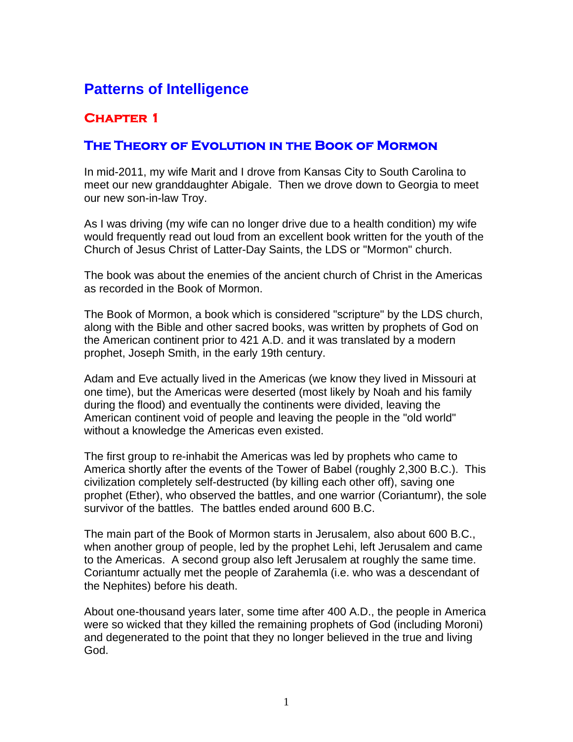# Patterns of Intelligence

## Chapter 1

## The Theory of Evolution in the Book of Mormon

In mid-2011, my wife Marit and I drove from Kansas City to South Carolina to meet our new granddaughter Abigale. Then we drove down to Georgia to meet our new son-in-law Troy.

As I was driving (my wife can no longer drive due to a health condition) my wife would frequently read out loud from an excellent book written for the youth of the Church of Jesus Christ of Latter-Day Saints, the LDS or "Mormon" church.

The book was about the enemies of the ancient church of Christ in the Americas as recorded in the Book of Mormon.

The Book of Mormon, a book which is considered "scripture" by the LDS church, along with the Bible and other sacred books, was written by prophets of God on the American continent prior to 421 A.D. and it was translated by a modern prophet, Joseph Smith, in the early 19th century.

Adam and Eve actually lived in the Americas (we know they lived in Missouri at one time), but the Americas were deserted (most likely by Noah and his family during the flood) and eventually the continents were divided, leaving the American continent void of people and leaving the people in the "old world" without a knowledge the Americas even existed.

The first group to re-inhabit the Americas was led by prophets who came to America shortly after the events of the Tower of Babel (roughly 2,300 B.C.). This civilization completely self-destructed (by killing each other off), saving one prophet (Ether), who observed the battles, and one warrior (Coriantumr), the sole survivor of the battles. The battles ended around 600 B.C.

The main part of the Book of Mormon starts in Jerusalem, also about 600 B.C., when another group of people, led by the prophet Lehi, left Jerusalem and came to the Americas. A second group also left Jerusalem at roughly the same time. Coriantumr actually met the people of Zarahemla (i.e. who was a descendant of the Nephites) before his death.

About one-thousand years later, some time after 400 A.D., the people in America were so wicked that they killed the remaining prophets of God (including Moroni) and degenerated to the point that they no longer believed in the true and living God.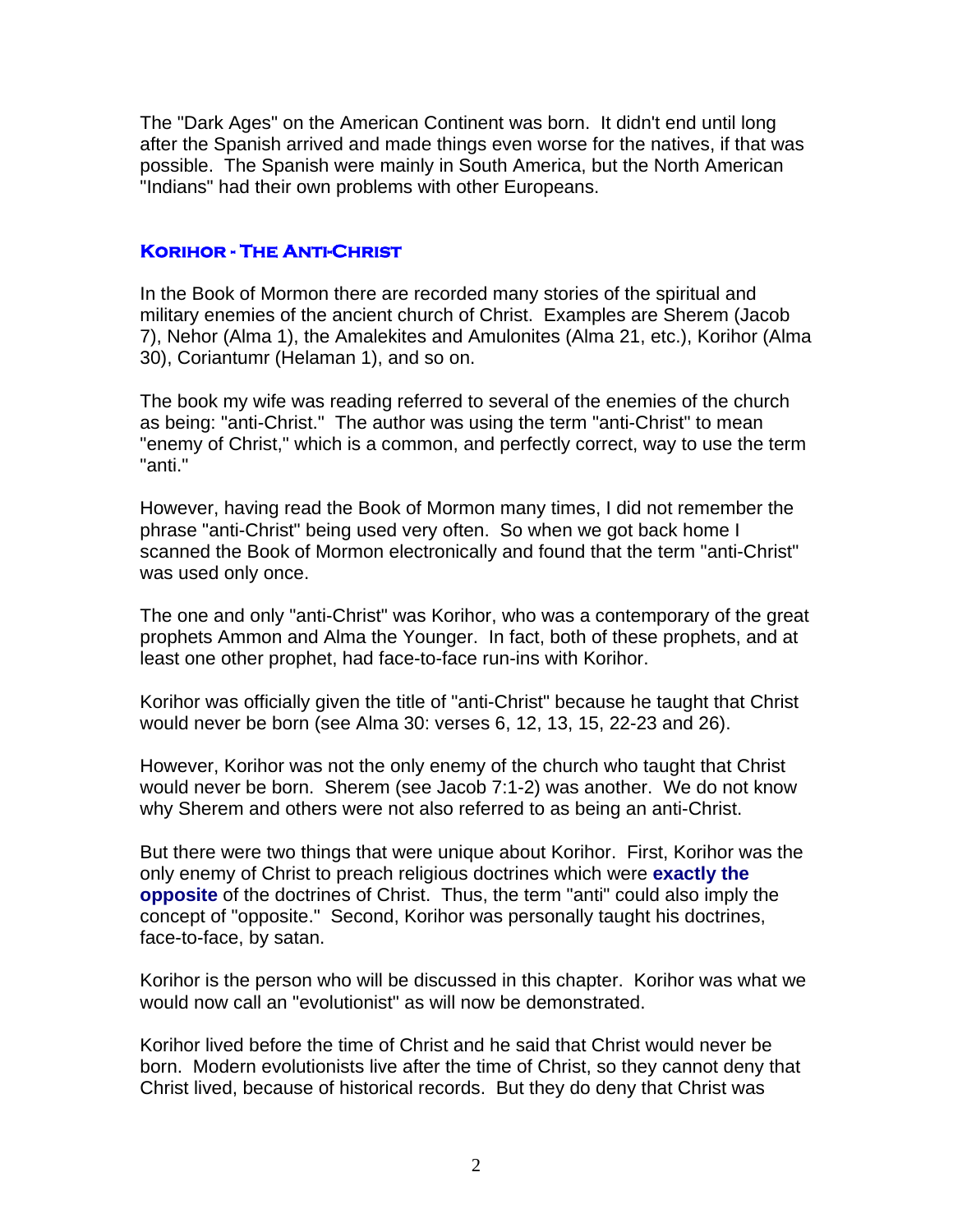The "Dark Ages" on the American Continent was born. It didn't end until long after the Spanish arrived and made things even worse for the natives, if that was possible. The Spanish were mainly in South America, but the North American "Indians" had their own problems with other Europeans.

### Korihor - The Anti-Christ

In the Book of Mormon there are recorded many stories of the spiritual and military enemies of the ancient church of Christ. Examples are Sherem (Jacob 7), Nehor (Alma 1), the Amalekites and Amulonites (Alma 21, etc.), Korihor (Alma 30), Coriantumr (Helaman 1), and so on.

The book my wife was reading referred to several of the enemies of the church as being: "anti-Christ." The author was using the term "anti-Christ" to mean "enemy of Christ," which is a common, and perfectly correct, way to use the term "anti."

However, having read the Book of Mormon many times, I did not remember the phrase "anti-Christ" being used very often. So when we got back home I scanned the Book of Mormon electronically and found that the term "anti-Christ" was used only once.

The one and only "anti-Christ" was Korihor, who was a contemporary of the great prophets Ammon and Alma the Younger. In fact, both of these prophets, and at least one other prophet, had face-to-face run-ins with Korihor.

Korihor was officially given the title of "anti-Christ" because he taught that Christ would never be born (see Alma 30: verses 6, 12, 13, 15, 22-23 and 26).

However, Korihor was not the only enemy of the church who taught that Christ would never be born. Sherem (see Jacob 7:1-2) was another. We do not know why Sherem and others were not also referred to as being an anti-Christ.

But there were two things that were unique about Korihor. First, Korihor was the only enemy of Christ to preach religious doctrines which were **exactly the opposite** of the doctrines of Christ. Thus, the term "anti" could also imply the concept of "opposite." Second, Korihor was personally taught his doctrines, face-to-face, by satan.

Korihor is the person who will be discussed in this chapter. Korihor was what we would now call an "evolutionist" as will now be demonstrated.

Korihor lived before the time of Christ and he said that Christ would never be born. Modern evolutionists live after the time of Christ, so they cannot deny that Christ lived, because of historical records. But they do deny that Christ was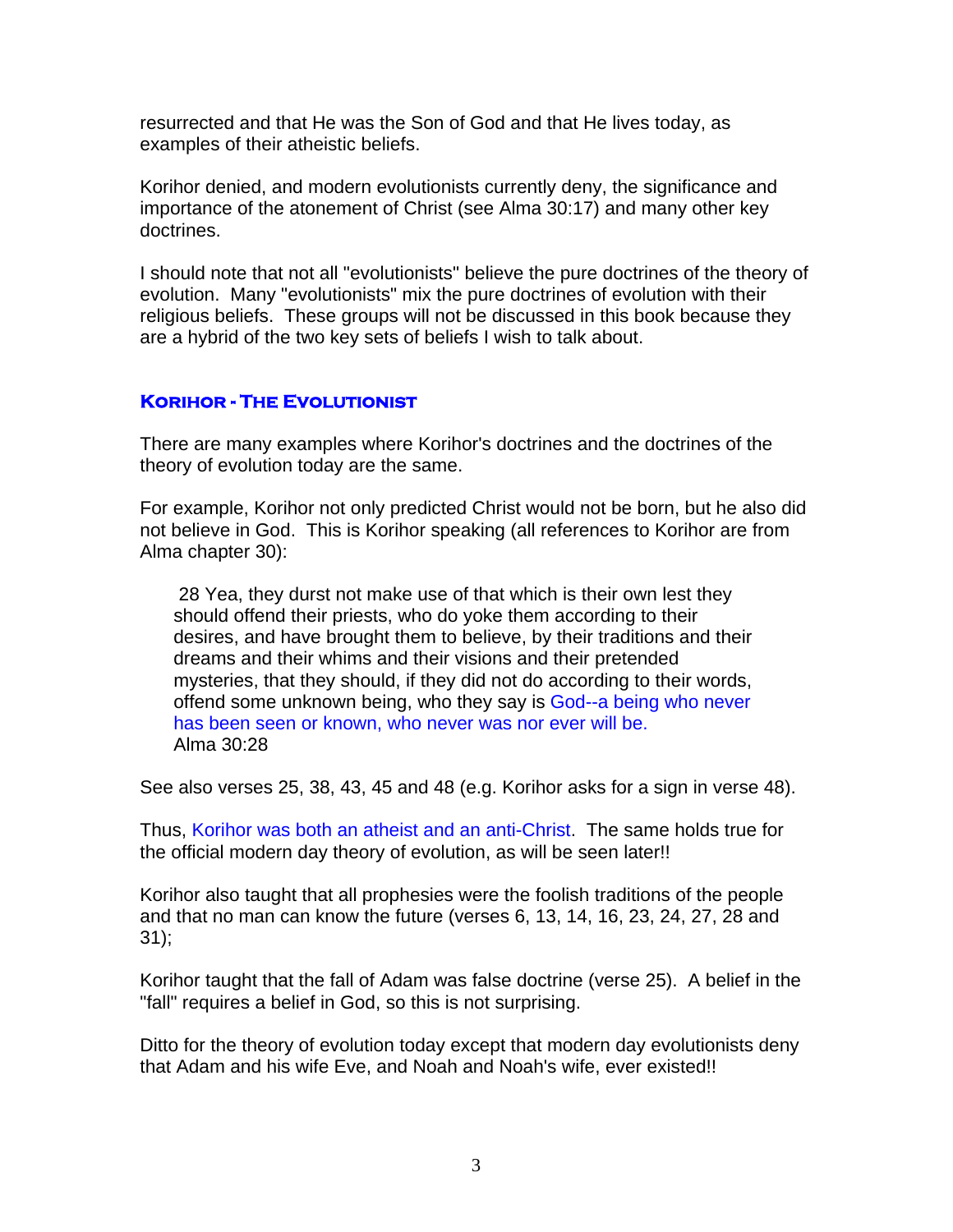resurrected and that He was the Son of God and that He lives today, as examples of their atheistic beliefs.

Korihor denied, and modern evolutionists currently deny, the significance and importance of the atonement of Christ (see Alma 30:17) and many other key doctrines.

I should note that not all "evolutionists" believe the pure doctrines of the theory of evolution. Many "evolutionists" mix the pure doctrines of evolution with their religious beliefs. These groups will not be discussed in this book because they are a hybrid of the two key sets of beliefs I wish to talk about.

## Korihor - The Evolutionist

There are many examples where Korihor's doctrines and the doctrines of the theory of evolution today are the same.

For example, Korihor not only predicted Christ would not be born, but he also did not believe in God. This is Korihor speaking (all references to Korihor are from Alma chapter 30):

> 28 Yea, they durst not make use of that which is their own lest they should offend their priests, who do yoke them according to their desires, and have brought them to believe, by their traditions and their dreams and their whims and their visions and their pretended mysteries, that they should, if they did not do according to their words, offend some unknown being, who they say is God--a being who never has been seen or known, who never was nor ever will be.
> Alma 30:28

See also verses 25, 38, 43, 45 and 48 (e.g. Korihor asks for a sign in verse 48).

Thus, Korihor was both an atheist and an anti-Christ. The same holds true for the official modern day theory of evolution, as will be seen later!!

Korihor also taught that all prophesies were the foolish traditions of the people and that no man can know the future (verses 6, 13, 14, 16, 23, 24, 27, 28 and 31);

Korihor taught that the fall of Adam was false doctrine (verse 25). A belief in the "fall" requires a belief in God, so this is not surprising.

Ditto for the theory of evolution today except that modern day evolutionists deny that Adam and his wife Eve, and Noah and Noah's wife, ever existed!!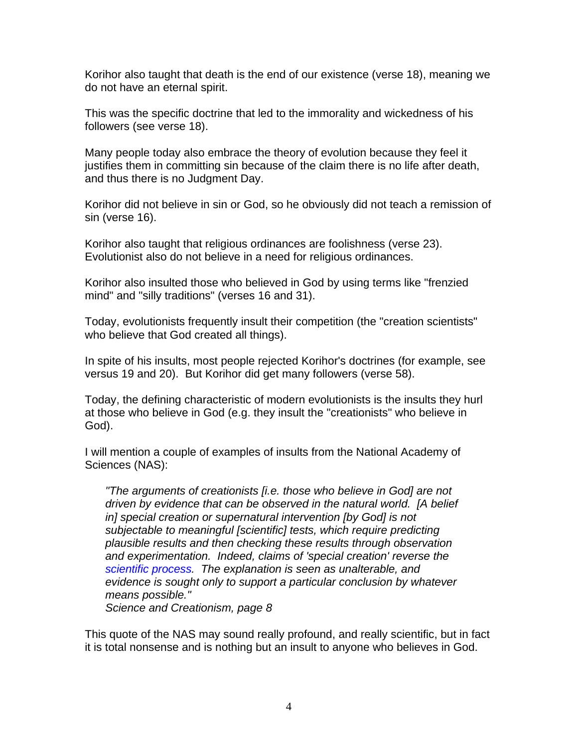Korihor also taught that death is the end of our existence (verse 18), meaning we do not have an eternal spirit.

This was the specific doctrine that led to the immorality and wickedness of his followers (see verse 18).

Many people today also embrace the theory of evolution because they feel it justifies them in committing sin because of the claim there is no life after death, and thus there is no Judgment Day.

Korihor did not believe in sin or God, so he obviously did not teach a remission of sin (verse 16).

Korihor also taught that religious ordinances are foolishness (verse 23). Evolutionist also do not believe in a need for religious ordinances.

Korihor also insulted those who believed in God by using terms like "frenzied mind" and "silly traditions" (verses 16 and 31).

Today, evolutionists frequently insult their competition (the "creation scientists" who believe that God created all things).

In spite of his insults, most people rejected Korihor's doctrines (for example, see versus 19 and 20). But Korihor did get many followers (verse 58).

Today, the defining characteristic of modern evolutionists is the insults they hurl at those who believe in God (e.g. they insult the "creationists" who believe in God).

I will mention a couple of examples of insults from the National Academy of Sciences (NAS):

> *"The arguments of creationists [i.e. those who believe in God] are not driven by evidence that can be observed in the natural world. [A belief in] special creation or supernatural intervention [by God] is not subjectable to meaningful [scientific] tests, which require predicting plausible results and then checking these results through observation and experimentation. Indeed, claims of 'special creation' reverse the scientific process. The explanation is seen as unalterable, and evidence is sought only to support a particular conclusion by whatever means possible."*
> *Science and Creationism, page 8*

This quote of the NAS may sound really profound, and really scientific, but in fact it is total nonsense and is nothing but an insult to anyone who believes in God.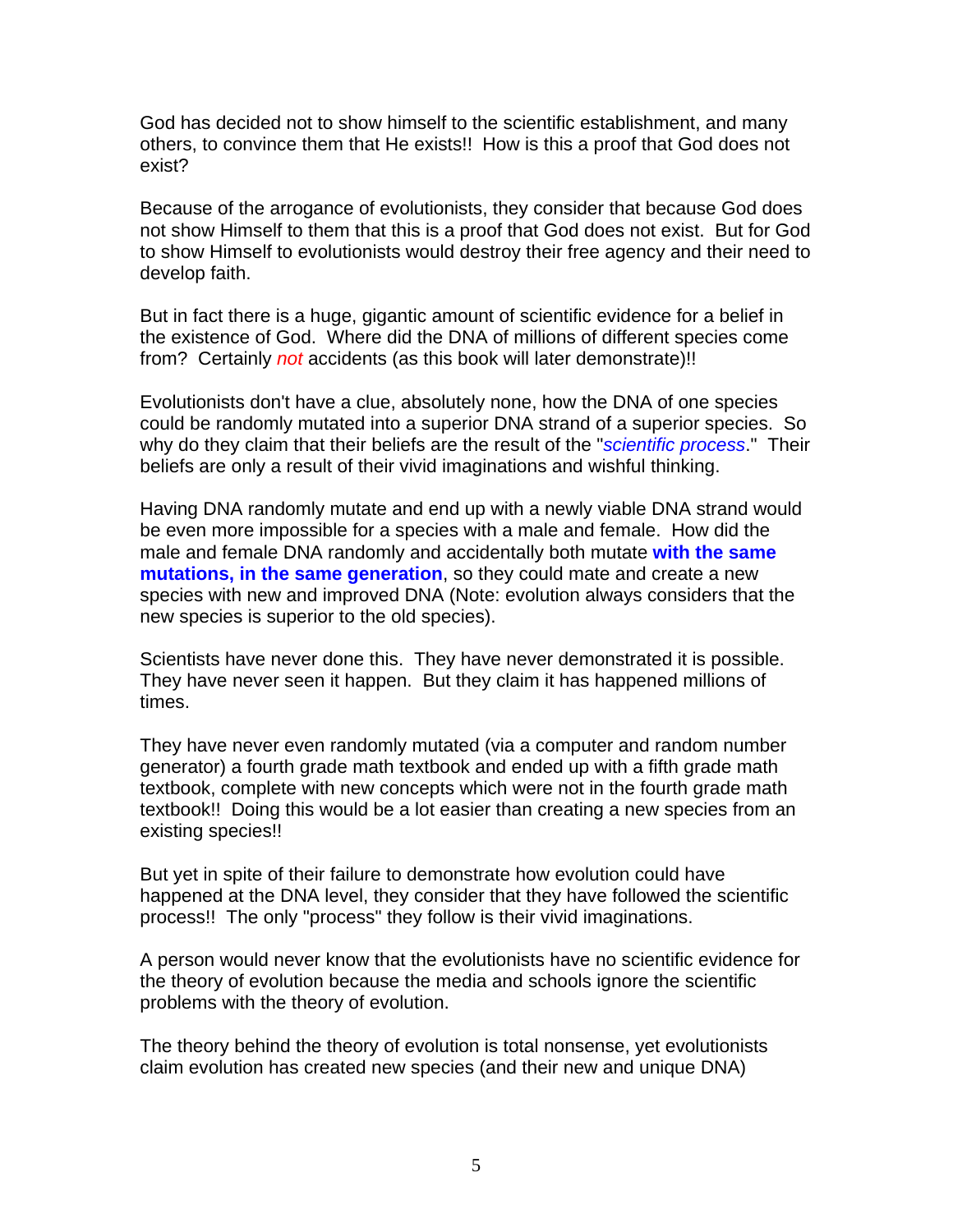God has decided not to show himself to the scientific establishment, and many others, to convince them that He exists!! How is this a proof that God does not exist?

Because of the arrogance of evolutionists, they consider that because God does not show Himself to them that this is a proof that God does not exist. But for God to show Himself to evolutionists would destroy their free agency and their need to develop faith.

But in fact there is a huge, gigantic amount of scientific evidence for a belief in the existence of God. Where did the DNA of millions of different species come from? Certainly *not* accidents (as this book will later demonstrate)!!

Evolutionists don't have a clue, absolutely none, how the DNA of one species could be randomly mutated into a superior DNA strand of a superior species. So why do they claim that their beliefs are the result of the "*scientific process*." Their beliefs are only a result of their vivid imaginations and wishful thinking.

Having DNA randomly mutate and end up with a newly viable DNA strand would be even more impossible for a species with a male and female. How did the male and female DNA randomly and accidentally both mutate **with the same mutations, in the same generation**, so they could mate and create a new species with new and improved DNA (Note: evolution always considers that the new species is superior to the old species).

Scientists have never done this. They have never demonstrated it is possible. They have never seen it happen. But they claim it has happened millions of times.

They have never even randomly mutated (via a computer and random number generator) a fourth grade math textbook and ended up with a fifth grade math textbook, complete with new concepts which were not in the fourth grade math textbook!! Doing this would be a lot easier than creating a new species from an existing species!!

But yet in spite of their failure to demonstrate how evolution could have happened at the DNA level, they consider that they have followed the scientific process!! The only "process" they follow is their vivid imaginations.

A person would never know that the evolutionists have no scientific evidence for the theory of evolution because the media and schools ignore the scientific problems with the theory of evolution.

The theory behind the theory of evolution is total nonsense, yet evolutionists claim evolution has created new species (and their new and unique DNA)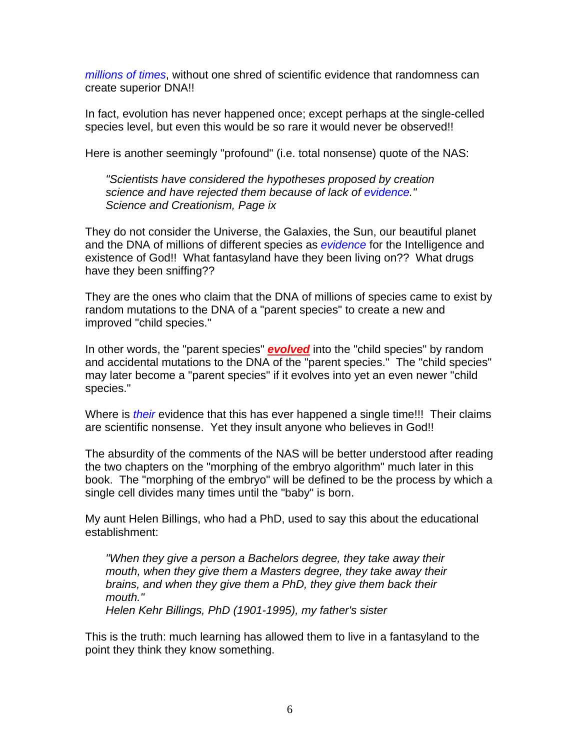*millions of times*, without one shred of scientific evidence that randomness can create superior DNA!!

In fact, evolution has never happened once; except perhaps at the single-celled species level, but even this would be so rare it would never be observed!!

Here is another seemingly "profound" (i.e. total nonsense) quote of the NAS:

> *"Scientists have considered the hypotheses proposed by creation science and have rejected them because of lack of evidence."*
> *Science and Creationism, Page ix*

They do not consider the Universe, the Galaxies, the Sun, our beautiful planet and the DNA of millions of different species as *evidence* for the Intelligence and existence of God!! What fantasyland have they been living on?? What drugs have they been sniffing??

They are the ones who claim that the DNA of millions of species came to exist by random mutations to the DNA of a "parent species" to create a new and improved "child species."

In other words, the "parent species" ***evolved*** into the "child species" by random and accidental mutations to the DNA of the "parent species." The "child species" may later become a "parent species" if it evolves into yet an even newer "child species."

Where is *their* evidence that this has ever happened a single time!!! Their claims are scientific nonsense. Yet they insult anyone who believes in God!!

The absurdity of the comments of the NAS will be better understood after reading the two chapters on the "morphing of the embryo algorithm" much later in this book. The "morphing of the embryo" will be defined to be the process by which a single cell divides many times until the "baby" is born.

My aunt Helen Billings, who had a PhD, used to say this about the educational establishment:

> *"When they give a person a Bachelors degree, they take away their mouth, when they give them a Masters degree, they take away their brains, and when they give them a PhD, they give them back their mouth."*
> *Helen Kehr Billings, PhD (1901-1995), my father's sister*

This is the truth: much learning has allowed them to live in a fantasyland to the point they think they know something.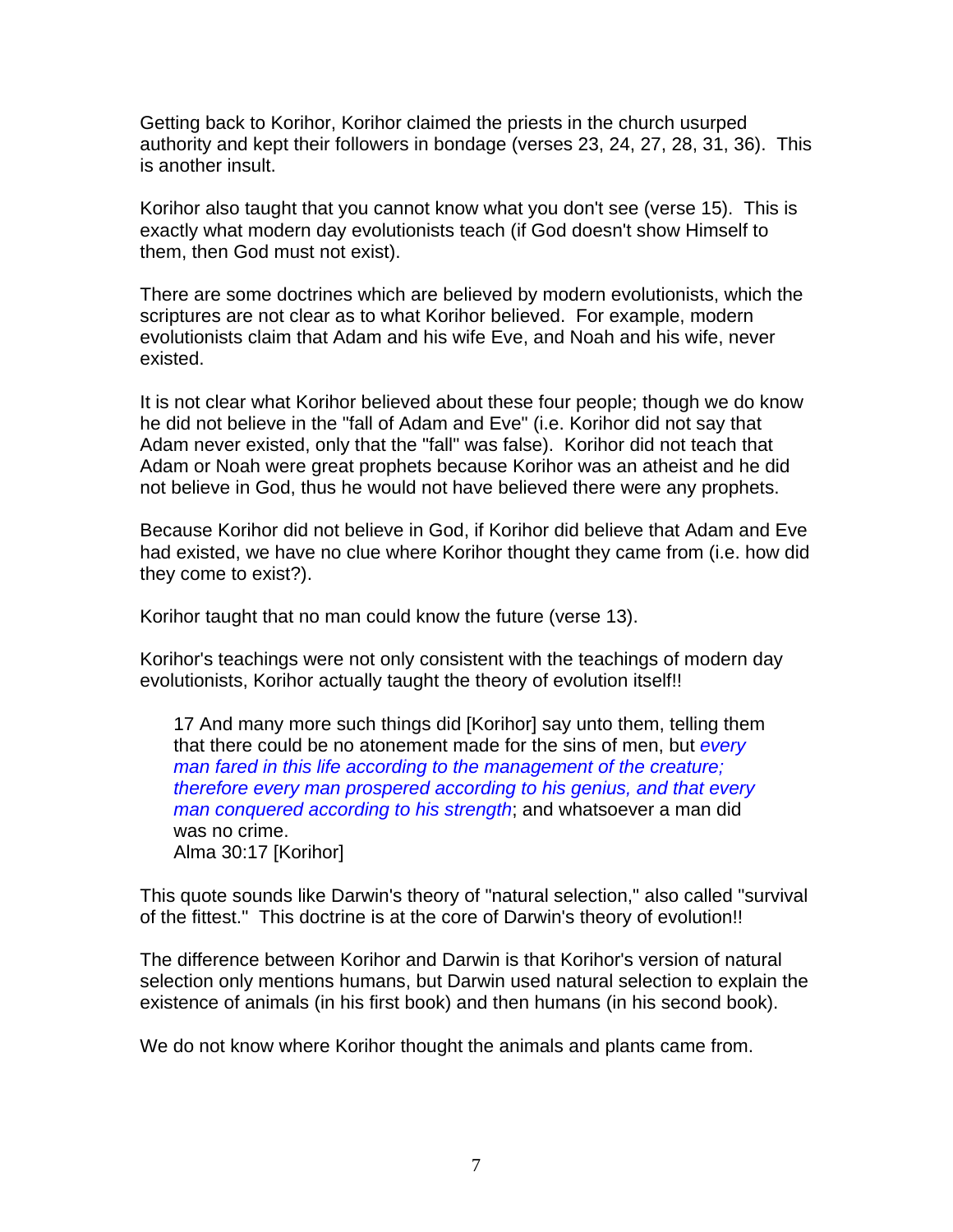Getting back to Korihor, Korihor claimed the priests in the church usurped authority and kept their followers in bondage (verses 23, 24, 27, 28, 31, 36). This is another insult.

Korihor also taught that you cannot know what you don't see (verse 15). This is exactly what modern day evolutionists teach (if God doesn't show Himself to them, then God must not exist).

There are some doctrines which are believed by modern evolutionists, which the scriptures are not clear as to what Korihor believed. For example, modern evolutionists claim that Adam and his wife Eve, and Noah and his wife, never existed.

It is not clear what Korihor believed about these four people; though we do know he did not believe in the "fall of Adam and Eve" (i.e. Korihor did not say that Adam never existed, only that the "fall" was false). Korihor did not teach that Adam or Noah were great prophets because Korihor was an atheist and he did not believe in God, thus he would not have believed there were any prophets.

Because Korihor did not believe in God, if Korihor did believe that Adam and Eve had existed, we have no clue where Korihor thought they came from (i.e. how did they come to exist?).

Korihor taught that no man could know the future (verse 13).

Korihor's teachings were not only consistent with the teachings of modern day evolutionists, Korihor actually taught the theory of evolution itself!!

> 17 And many more such things did [Korihor] say unto them, telling them that there could be no atonement made for the sins of men, but *every man fared in this life according to the management of the creature; therefore every man prospered according to his genius, and that every man conquered according to his strength*; and whatsoever a man did was no crime.
> Alma 30:17 [Korihor]

This quote sounds like Darwin's theory of "natural selection," also called "survival of the fittest." This doctrine is at the core of Darwin's theory of evolution!!

The difference between Korihor and Darwin is that Korihor's version of natural selection only mentions humans, but Darwin used natural selection to explain the existence of animals (in his first book) and then humans (in his second book).

We do not know where Korihor thought the animals and plants came from.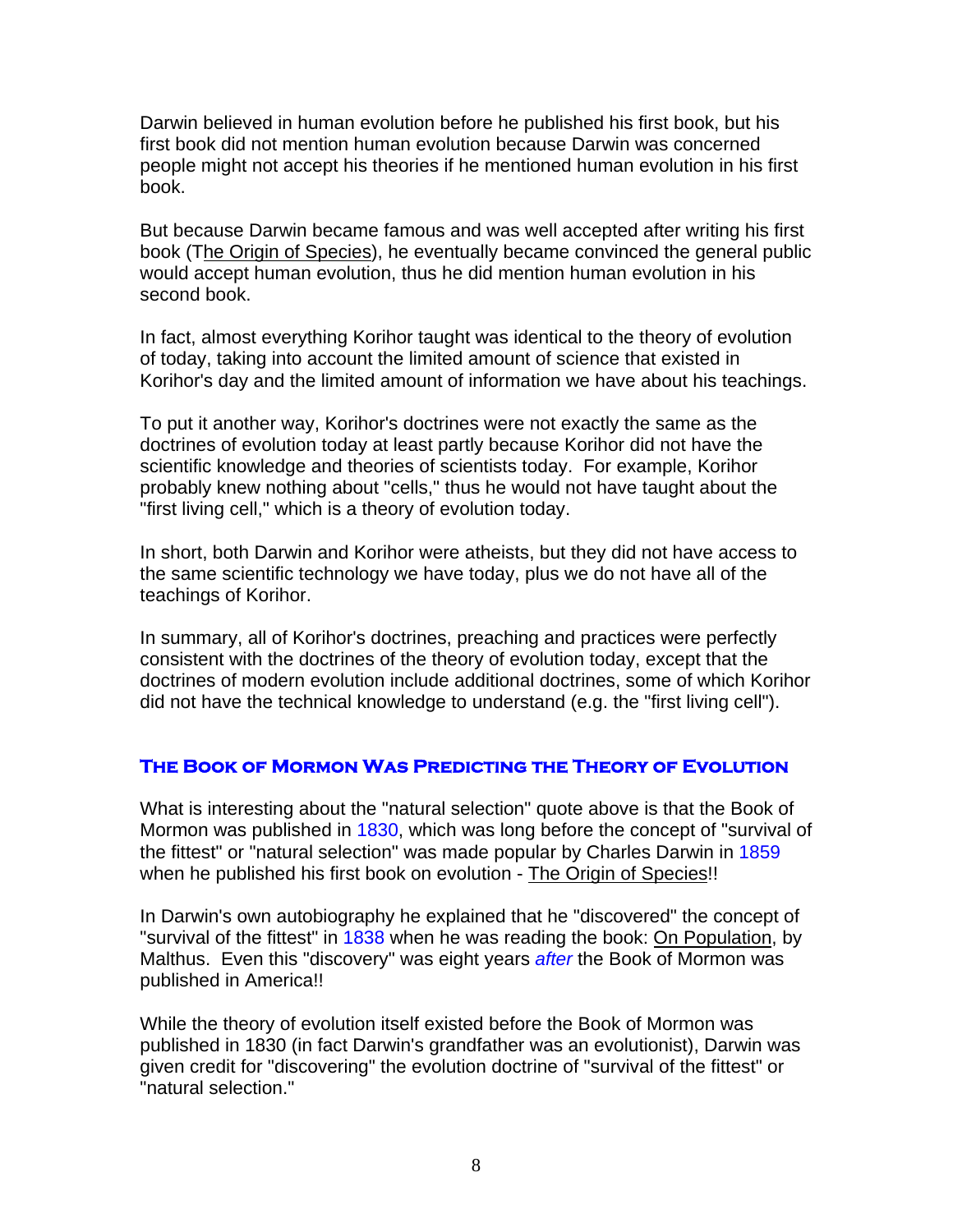Darwin believed in human evolution before he published his first book, but his first book did not mention human evolution because Darwin was concerned people might not accept his theories if he mentioned human evolution in his first book.

But because Darwin became famous and was well accepted after writing his first book (The Origin of Species), he eventually became convinced the general public would accept human evolution, thus he did mention human evolution in his second book.

In fact, almost everything Korihor taught was identical to the theory of evolution of today, taking into account the limited amount of science that existed in Korihor's day and the limited amount of information we have about his teachings.

To put it another way, Korihor's doctrines were not exactly the same as the doctrines of evolution today at least partly because Korihor did not have the scientific knowledge and theories of scientists today. For example, Korihor probably knew nothing about "cells," thus he would not have taught about the "first living cell," which is a theory of evolution today.

In short, both Darwin and Korihor were atheists, but they did not have access to the same scientific technology we have today, plus we do not have all of the teachings of Korihor.

In summary, all of Korihor's doctrines, preaching and practices were perfectly consistent with the doctrines of the theory of evolution today, except that the doctrines of modern evolution include additional doctrines, some of which Korihor did not have the technical knowledge to understand (e.g. the "first living cell").

## The Book of Mormon Was Predicting the Theory of Evolution

What is interesting about the "natural selection" quote above is that the Book of Mormon was published in 1830, which was long before the concept of "survival of the fittest" or "natural selection" was made popular by Charles Darwin in 1859 when he published his first book on evolution - The Origin of Species!!

In Darwin's own autobiography he explained that he "discovered" the concept of "survival of the fittest" in 1838 when he was reading the book: On Population, by Malthus. Even this "discovery" was eight years *after* the Book of Mormon was published in America!!

While the theory of evolution itself existed before the Book of Mormon was published in 1830 (in fact Darwin's grandfather was an evolutionist), Darwin was given credit for "discovering" the evolution doctrine of "survival of the fittest" or "natural selection."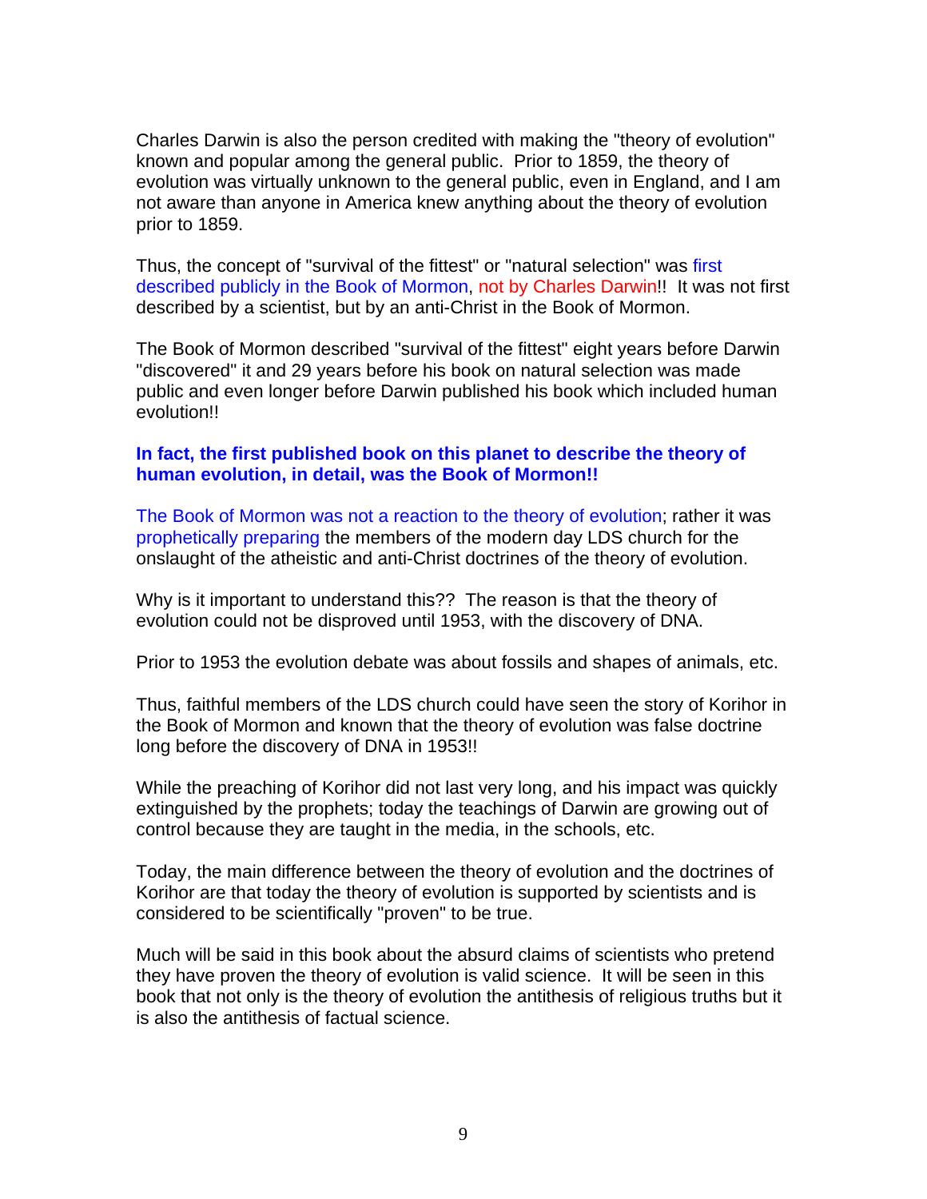Charles Darwin is also the person credited with making the "theory of evolution" known and popular among the general public. Prior to 1859, the theory of evolution was virtually unknown to the general public, even in England, and I am not aware than anyone in America knew anything about the theory of evolution prior to 1859.

Thus, the concept of "survival of the fittest" or "natural selection" was first described publicly in the Book of Mormon, not by Charles Darwin!! It was not first described by a scientist, but by an anti-Christ in the Book of Mormon.

The Book of Mormon described "survival of the fittest" eight years before Darwin "discovered" it and 29 years before his book on natural selection was made public and even longer before Darwin published his book which included human evolution!!

**In fact, the first published book on this planet to describe the theory of human evolution, in detail, was the Book of Mormon!!**

The Book of Mormon was not a reaction to the theory of evolution; rather it was prophetically preparing the members of the modern day LDS church for the onslaught of the atheistic and anti-Christ doctrines of the theory of evolution.

Why is it important to understand this?? The reason is that the theory of evolution could not be disproved until 1953, with the discovery of DNA.

Prior to 1953 the evolution debate was about fossils and shapes of animals, etc.

Thus, faithful members of the LDS church could have seen the story of Korihor in the Book of Mormon and known that the theory of evolution was false doctrine long before the discovery of DNA in 1953!!

While the preaching of Korihor did not last very long, and his impact was quickly extinguished by the prophets; today the teachings of Darwin are growing out of control because they are taught in the media, in the schools, etc.

Today, the main difference between the theory of evolution and the doctrines of Korihor are that today the theory of evolution is supported by scientists and is considered to be scientifically "proven" to be true.

Much will be said in this book about the absurd claims of scientists who pretend they have proven the theory of evolution is valid science. It will be seen in this book that not only is the theory of evolution the antithesis of religious truths but it is also the antithesis of factual science.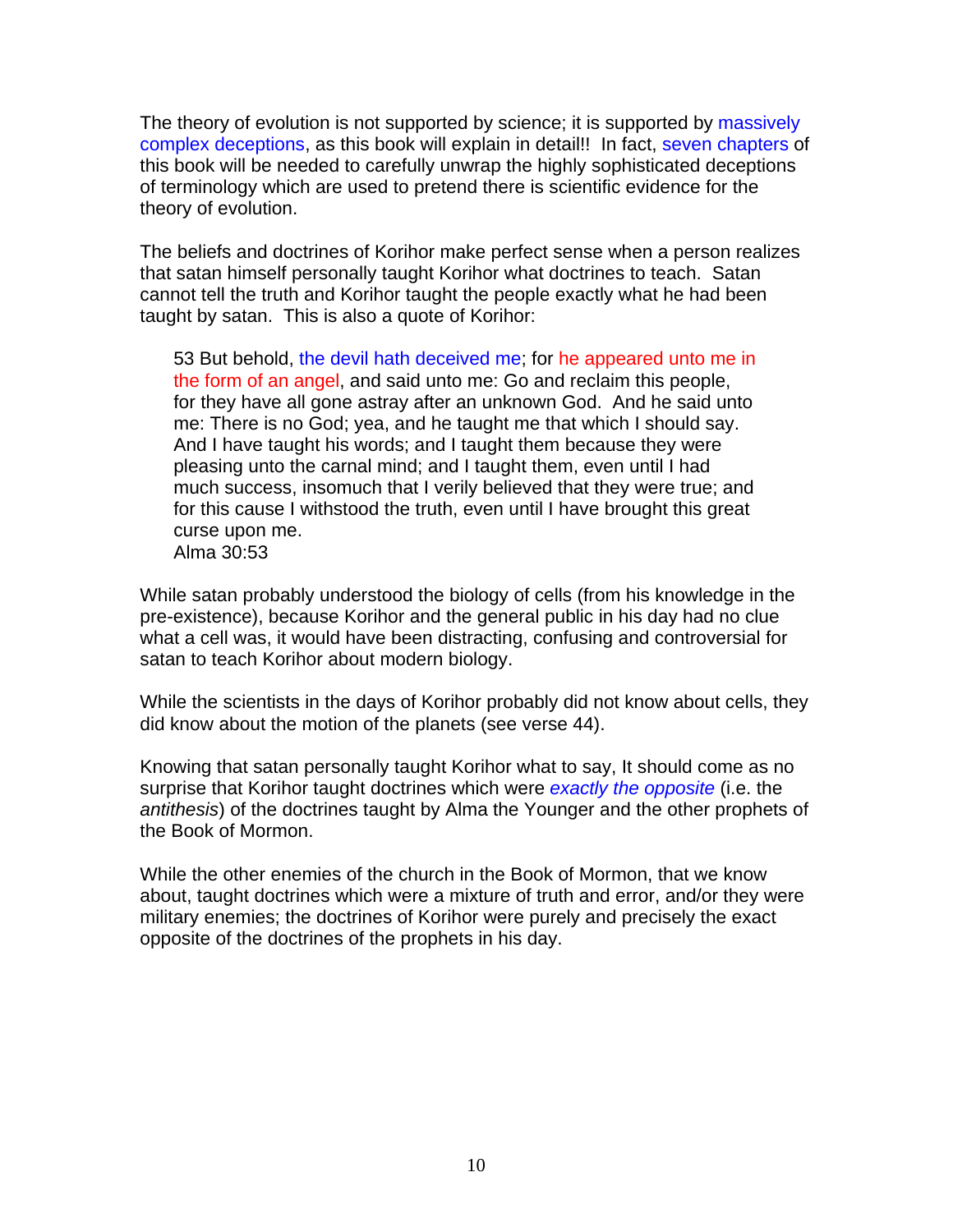The theory of evolution is not supported by science; it is supported by massively complex deceptions, as this book will explain in detail!! In fact, seven chapters of this book will be needed to carefully unwrap the highly sophisticated deceptions of terminology which are used to pretend there is scientific evidence for the theory of evolution.

The beliefs and doctrines of Korihor make perfect sense when a person realizes that satan himself personally taught Korihor what doctrines to teach. Satan cannot tell the truth and Korihor taught the people exactly what he had been taught by satan. This is also a quote of Korihor:

> 53 But behold, the devil hath deceived me; for he appeared unto me in the form of an angel, and said unto me: Go and reclaim this people, for they have all gone astray after an unknown God. And he said unto me: There is no God; yea, and he taught me that which I should say. And I have taught his words; and I taught them because they were pleasing unto the carnal mind; and I taught them, even until I had much success, insomuch that I verily believed that they were true; and for this cause I withstood the truth, even until I have brought this great curse upon me.
> Alma 30:53

While satan probably understood the biology of cells (from his knowledge in the pre-existence), because Korihor and the general public in his day had no clue what a cell was, it would have been distracting, confusing and controversial for satan to teach Korihor about modern biology.

While the scientists in the days of Korihor probably did not know about cells, they did know about the motion of the planets (see verse 44).

Knowing that satan personally taught Korihor what to say, It should come as no surprise that Korihor taught doctrines which were *exactly the opposite* (i.e. the *antithesis*) of the doctrines taught by Alma the Younger and the other prophets of the Book of Mormon.

While the other enemies of the church in the Book of Mormon, that we know about, taught doctrines which were a mixture of truth and error, and/or they were military enemies; the doctrines of Korihor were purely and precisely the exact opposite of the doctrines of the prophets in his day.